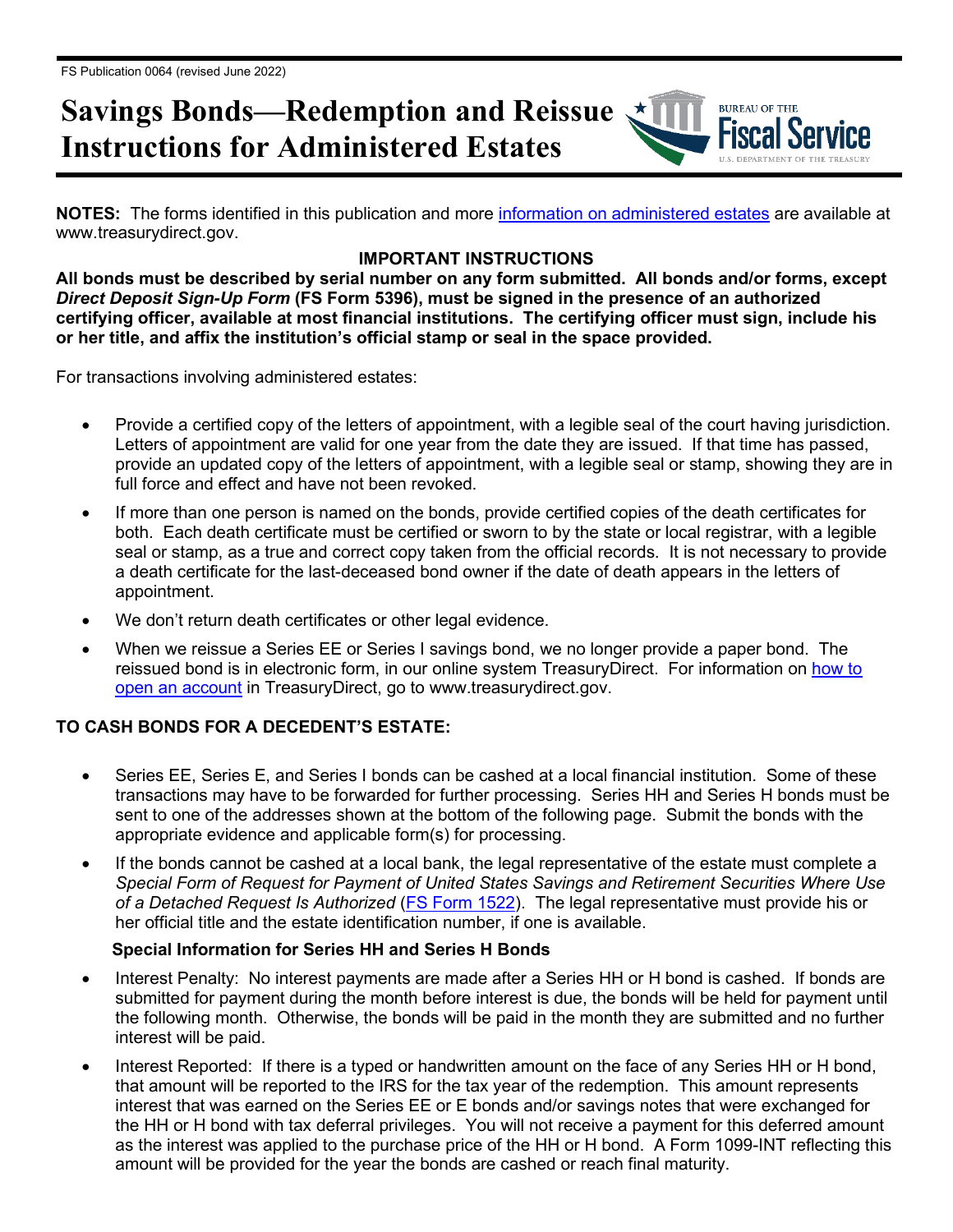FS Publication 0064 (revised June 2022)

# Savings Bonds—Redemption and Reissue Instructions for Administered Estates

**NOTES:** The forms identified in this publication and more information on administered estates are available at www.treasurydirect.gov.

**IMPORTANT INSTRUCTIONS**

**All bonds must be described by serial number on any form submitted. All bonds and/or forms, except *Direct Deposit Sign-Up Form* (FS Form 5396), must be signed in the presence of an authorized certifying officer, available at most financial institutions. The certifying officer must sign, include his or her title, and affix the institution's official stamp or seal in the space provided.**

For transactions involving administered estates:

- Provide a certified copy of the letters of appointment, with a legible seal of the court having jurisdiction. Letters of appointment are valid for one year from the date they are issued. If that time has passed, provide an updated copy of the letters of appointment, with a legible seal or stamp, showing they are in full force and effect and have not been revoked.
- If more than one person is named on the bonds, provide certified copies of the death certificates for both. Each death certificate must be certified or sworn to by the state or local registrar, with a legible seal or stamp, as a true and correct copy taken from the official records. It is not necessary to provide a death certificate for the last-deceased bond owner if the date of death appears in the letters of appointment.
- We don't return death certificates or other legal evidence.
- When we reissue a Series EE or Series I savings bond, we no longer provide a paper bond. The reissued bond is in electronic form, in our online system TreasuryDirect. For information on how to open an account in TreasuryDirect, go to www.treasurydirect.gov.

## TO CASH BONDS FOR A DECEDENT'S ESTATE:

- Series EE, Series E, and Series I bonds can be cashed at a local financial institution. Some of these transactions may have to be forwarded for further processing. Series HH and Series H bonds must be sent to one of the addresses shown at the bottom of the following page. Submit the bonds with the appropriate evidence and applicable form(s) for processing.
- If the bonds cannot be cashed at a local bank, the legal representative of the estate must complete a *Special Form of Request for Payment of United States Savings and Retirement Securities Where Use of a Detached Request Is Authorized* (FS Form 1522). The legal representative must provide his or her official title and the estate identification number, if one is available.

### Special Information for Series HH and Series H Bonds

- Interest Penalty: No interest payments are made after a Series HH or H bond is cashed. If bonds are submitted for payment during the month before interest is due, the bonds will be held for payment until the following month. Otherwise, the bonds will be paid in the month they are submitted and no further interest will be paid.
- Interest Reported: If there is a typed or handwritten amount on the face of any Series HH or H bond, that amount will be reported to the IRS for the tax year of the redemption. This amount represents interest that was earned on the Series EE or E bonds and/or savings notes that were exchanged for the HH or H bond with tax deferral privileges. You will not receive a payment for this deferred amount as the interest was applied to the purchase price of the HH or H bond. A Form 1099-INT reflecting this amount will be provided for the year the bonds are cashed or reach final maturity.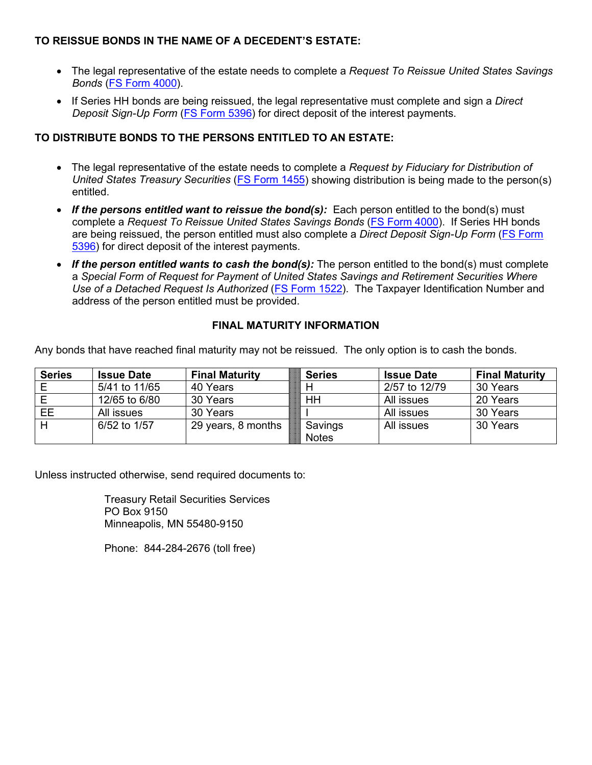**TO REISSUE BONDS IN THE NAME OF A DECEDENT'S ESTATE:**

- The legal representative of the estate needs to complete a *Request To Reissue United States Savings Bonds* (FS Form 4000).
- If Series HH bonds are being reissued, the legal representative must complete and sign a *Direct Deposit Sign-Up Form* (FS Form 5396) for direct deposit of the interest payments.

**TO DISTRIBUTE BONDS TO THE PERSONS ENTITLED TO AN ESTATE:**

- The legal representative of the estate needs to complete a *Request by Fiduciary for Distribution of United States Treasury Securities* (FS Form 1455) showing distribution is being made to the person(s) entitled.
- ***If the persons entitled want to reissue the bond(s):*** Each person entitled to the bond(s) must complete a *Request To Reissue United States Savings Bonds* (FS Form 4000). If Series HH bonds are being reissued, the person entitled must also complete a *Direct Deposit Sign-Up Form* (FS Form 5396) for direct deposit of the interest payments.
- ***If the person entitled wants to cash the bond(s):*** The person entitled to the bond(s) must complete a *Special Form of Request for Payment of United States Savings and Retirement Securities Where Use of a Detached Request Is Authorized* (FS Form 1522). The Taxpayer Identification Number and address of the person entitled must be provided.

**FINAL MATURITY INFORMATION**

Any bonds that have reached final maturity may not be reissued. The only option is to cash the bonds.

| Series | Issue Date | Final Maturity | Series | Issue Date | Final Maturity |
|---|---|---|---|---|---|
| E | 5/41 to 11/65 | 40 Years | H | 2/57 to 12/79 | 30 Years |
| E | 12/65 to 6/80 | 30 Years | HH | All issues | 20 Years |
| EE | All issues | 30 Years | I | All issues | 30 Years |
| H | 6/52 to 1/57 | 29 years, 8 months | Savings Notes | All issues | 30 Years |

Unless instructed otherwise, send required documents to:

Treasury Retail Securities Services
PO Box 9150
Minneapolis, MN 55480-9150

Phone: 844-284-2676 (toll free)